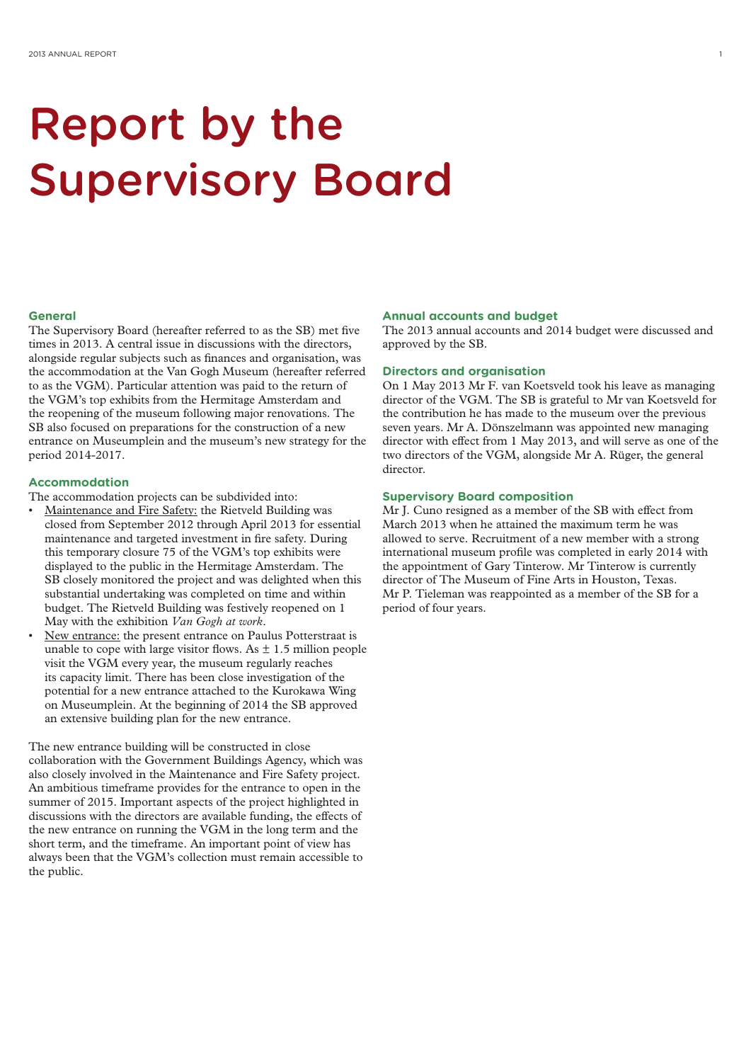# Report by the Supervisory Board

## General

The Supervisory Board (hereafter referred to as the SB) met five times in 2013. A central issue in discussions with the directors, alongside regular subjects such as finances and organisation, was the accommodation at the Van Gogh Museum (hereafter referred to as the VGM). Particular attention was paid to the return of the VGM's top exhibits from the Hermitage Amsterdam and the reopening of the museum following major renovations. The SB also focused on preparations for the construction of a new entrance on Museumplein and the museum's new strategy for the period 2014-2017.

## Accommodation

The accommodation projects can be subdivided into:

- <u>Maintenance and Fire Safety:</u> the Rietveld Building was closed from September 2012 through April 2013 for essential maintenance and targeted investment in fire safety. During this temporary closure 75 of the VGM's top exhibits were displayed to the public in the Hermitage Amsterdam. The SB closely monitored the project and was delighted when this substantial undertaking was completed on time and within budget. The Rietveld Building was festively reopened on 1 May with the exhibition *Van Gogh at work*.
- <u>New entrance:</u> the present entrance on Paulus Potterstraat is unable to cope with large visitor flows. As ± 1.5 million people visit the VGM every year, the museum regularly reaches its capacity limit. There has been close investigation of the potential for a new entrance attached to the Kurokawa Wing on Museumplein. At the beginning of 2014 the SB approved an extensive building plan for the new entrance.

The new entrance building will be constructed in close collaboration with the Government Buildings Agency, which was also closely involved in the Maintenance and Fire Safety project. An ambitious timeframe provides for the entrance to open in the summer of 2015. Important aspects of the project highlighted in discussions with the directors are available funding, the effects of the new entrance on running the VGM in the long term and the short term, and the timeframe. An important point of view has always been that the VGM's collection must remain accessible to the public.

## Annual accounts and budget

The 2013 annual accounts and 2014 budget were discussed and approved by the SB.

## Directors and organisation

On 1 May 2013 Mr F. van Koetsveld took his leave as managing director of the VGM. The SB is grateful to Mr van Koetsveld for the contribution he has made to the museum over the previous seven years. Mr A. Dönszelmann was appointed new managing director with effect from 1 May 2013, and will serve as one of the two directors of the VGM, alongside Mr A. Rüger, the general director.

## Supervisory Board composition

Mr J. Cuno resigned as a member of the SB with effect from March 2013 when he attained the maximum term he was allowed to serve. Recruitment of a new member with a strong international museum profile was completed in early 2014 with the appointment of Gary Tinterow. Mr Tinterow is currently director of The Museum of Fine Arts in Houston, Texas. Mr P. Tieleman was reappointed as a member of the SB for a period of four years.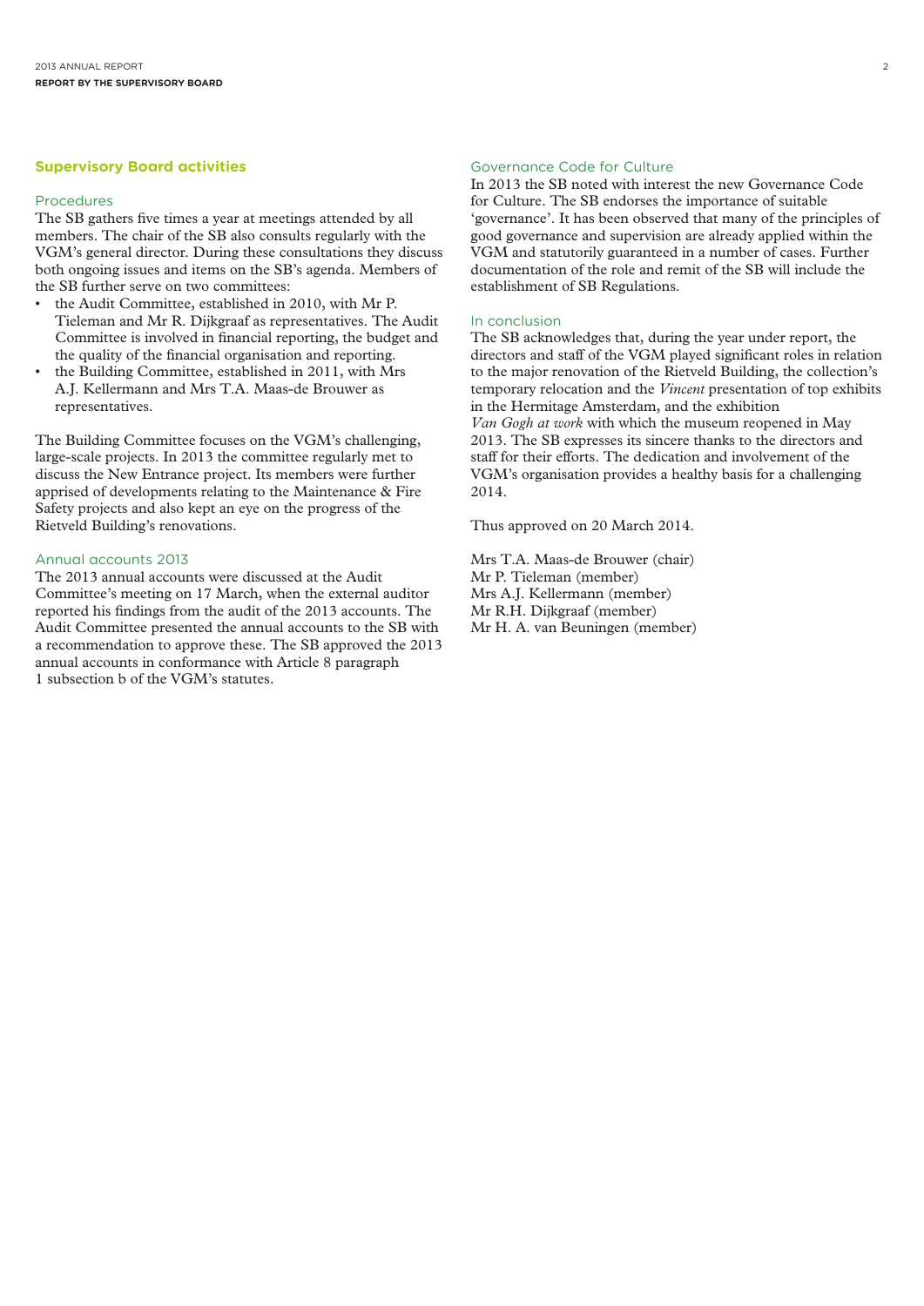## Supervisory Board activities

### Procedures

The SB gathers five times a year at meetings attended by all members. The chair of the SB also consults regularly with the VGM's general director. During these consultations they discuss both ongoing issues and items on the SB's agenda. Members of the SB further serve on two committees:

- the Audit Committee, established in 2010, with Mr P. Tieleman and Mr R. Dijkgraaf as representatives. The Audit Committee is involved in financial reporting, the budget and the quality of the financial organisation and reporting.
- the Building Committee, established in 2011, with Mrs A.J. Kellermann and Mrs T.A. Maas-de Brouwer as representatives.

The Building Committee focuses on the VGM's challenging, large-scale projects. In 2013 the committee regularly met to discuss the New Entrance project. Its members were further apprised of developments relating to the Maintenance & Fire Safety projects and also kept an eye on the progress of the Rietveld Building's renovations.

### Annual accounts 2013

The 2013 annual accounts were discussed at the Audit Committee's meeting on 17 March, when the external auditor reported his findings from the audit of the 2013 accounts. The Audit Committee presented the annual accounts to the SB with a recommendation to approve these. The SB approved the 2013 annual accounts in conformance with Article 8 paragraph 1 subsection b of the VGM's statutes.

### Governance Code for Culture

In 2013 the SB noted with interest the new Governance Code for Culture. The SB endorses the importance of suitable 'governance'. It has been observed that many of the principles of good governance and supervision are already applied within the VGM and statutorily guaranteed in a number of cases. Further documentation of the role and remit of the SB will include the establishment of SB Regulations.

### In conclusion

The SB acknowledges that, during the year under report, the directors and staff of the VGM played significant roles in relation to the major renovation of the Rietveld Building, the collection's temporary relocation and the *Vincent* presentation of top exhibits in the Hermitage Amsterdam, and the exhibition *Van Gogh at work* with which the museum reopened in May 2013. The SB expresses its sincere thanks to the directors and staff for their efforts. The dedication and involvement of the VGM's organisation provides a healthy basis for a challenging 2014.

Thus approved on 20 March 2014.

Mrs T.A. Maas-de Brouwer (chair)
Mr P. Tieleman (member)
Mrs A.J. Kellermann (member)
Mr R.H. Dijkgraaf (member)
Mr H. A. van Beuningen (member)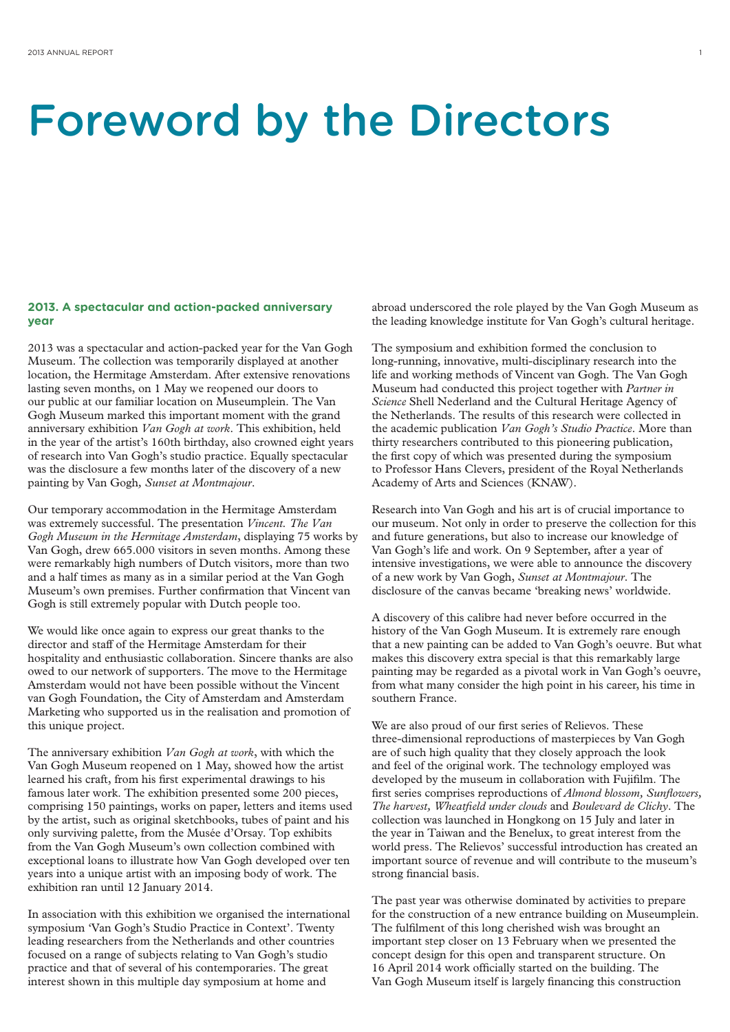# Foreword by the Directors

## 2013. A spectacular and action-packed anniversary year

2013 was a spectacular and action-packed year for the Van Gogh Museum. The collection was temporarily displayed at another location, the Hermitage Amsterdam. After extensive renovations lasting seven months, on 1 May we reopened our doors to our public at our familiar location on Museumplein. The Van Gogh Museum marked this important moment with the grand anniversary exhibition *Van Gogh at work*. This exhibition, held in the year of the artist's 160th birthday, also crowned eight years of research into Van Gogh's studio practice. Equally spectacular was the disclosure a few months later of the discovery of a new painting by Van Gogh, *Sunset at Montmajour*.

Our temporary accommodation in the Hermitage Amsterdam was extremely successful. The presentation *Vincent. The Van Gogh Museum in the Hermitage Amsterdam*, displaying 75 works by Van Gogh, drew 665.000 visitors in seven months. Among these were remarkably high numbers of Dutch visitors, more than two and a half times as many as in a similar period at the Van Gogh Museum's own premises. Further confirmation that Vincent van Gogh is still extremely popular with Dutch people too.

We would like once again to express our great thanks to the director and staff of the Hermitage Amsterdam for their hospitality and enthusiastic collaboration. Sincere thanks are also owed to our network of supporters. The move to the Hermitage Amsterdam would not have been possible without the Vincent van Gogh Foundation, the City of Amsterdam and Amsterdam Marketing who supported us in the realisation and promotion of this unique project.

The anniversary exhibition *Van Gogh at work*, with which the Van Gogh Museum reopened on 1 May, showed how the artist learned his craft, from his first experimental drawings to his famous later work. The exhibition presented some 200 pieces, comprising 150 paintings, works on paper, letters and items used by the artist, such as original sketchbooks, tubes of paint and his only surviving palette, from the Musée d'Orsay. Top exhibits from the Van Gogh Museum's own collection combined with exceptional loans to illustrate how Van Gogh developed over ten years into a unique artist with an imposing body of work. The exhibition ran until 12 January 2014.

In association with this exhibition we organised the international symposium 'Van Gogh's Studio Practice in Context'. Twenty leading researchers from the Netherlands and other countries focused on a range of subjects relating to Van Gogh's studio practice and that of several of his contemporaries. The great interest shown in this multiple day symposium at home and abroad underscored the role played by the Van Gogh Museum as the leading knowledge institute for Van Gogh's cultural heritage.

The symposium and exhibition formed the conclusion to long-running, innovative, multi-disciplinary research into the life and working methods of Vincent van Gogh. The Van Gogh Museum had conducted this project together with *Partner in Science* Shell Nederland and the Cultural Heritage Agency of the Netherlands. The results of this research were collected in the academic publication *Van Gogh's Studio Practice*. More than thirty researchers contributed to this pioneering publication, the first copy of which was presented during the symposium to Professor Hans Clevers, president of the Royal Netherlands Academy of Arts and Sciences (KNAW).

Research into Van Gogh and his art is of crucial importance to our museum. Not only in order to preserve the collection for this and future generations, but also to increase our knowledge of Van Gogh's life and work. On 9 September, after a year of intensive investigations, we were able to announce the discovery of a new work by Van Gogh, *Sunset at Montmajour*. The disclosure of the canvas became 'breaking news' worldwide.

A discovery of this calibre had never before occurred in the history of the Van Gogh Museum. It is extremely rare enough that a new painting can be added to Van Gogh's oeuvre. But what makes this discovery extra special is that this remarkably large painting may be regarded as a pivotal work in Van Gogh's oeuvre, from what many consider the high point in his career, his time in southern France.

We are also proud of our first series of Relievos. These three-dimensional reproductions of masterpieces by Van Gogh are of such high quality that they closely approach the look and feel of the original work. The technology employed was developed by the museum in collaboration with Fujifilm. The first series comprises reproductions of *Almond blossom, Sunflowers, The harvest, Wheatfield under clouds* and *Boulevard de Clichy*. The collection was launched in Hongkong on 15 July and later in the year in Taiwan and the Benelux, to great interest from the world press. The Relievos' successful introduction has created an important source of revenue and will contribute to the museum's strong financial basis.

The past year was otherwise dominated by activities to prepare for the construction of a new entrance building on Museumplein. The fulfilment of this long cherished wish was brought an important step closer on 13 February when we presented the concept design for this open and transparent structure. On 16 April 2014 work officially started on the building. The Van Gogh Museum itself is largely financing this construction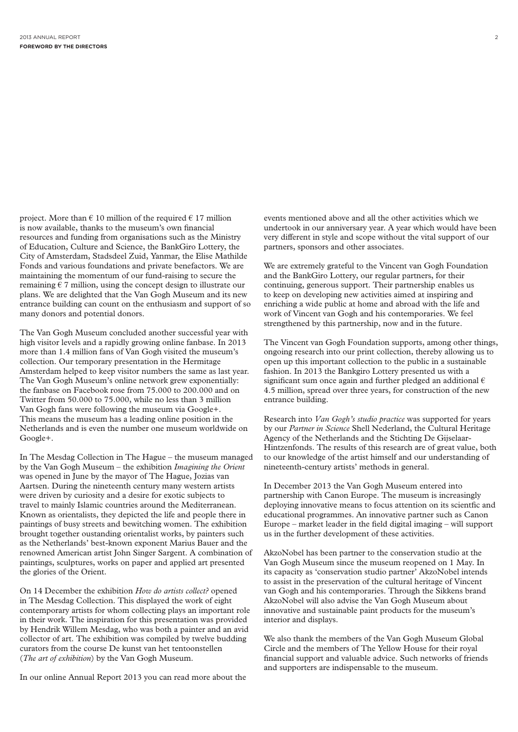project. More than € 10 million of the required € 17 million is now available, thanks to the museum's own financial resources and funding from organisations such as the Ministry of Education, Culture and Science, the BankGiro Lottery, the City of Amsterdam, Stadsdeel Zuid, Yanmar, the Elise Mathilde Fonds and various foundations and private benefactors. We are maintaining the momentum of our fund-raising to secure the remaining € 7 million, using the concept design to illustrate our plans. We are delighted that the Van Gogh Museum and its new entrance building can count on the enthusiasm and support of so many donors and potential donors.

The Van Gogh Museum concluded another successful year with high visitor levels and a rapidly growing online fanbase. In 2013 more than 1.4 million fans of Van Gogh visited the museum's collection. Our temporary presentation in the Hermitage Amsterdam helped to keep visitor numbers the same as last year. The Van Gogh Museum's online network grew exponentially: the fanbase on Facebook rose from 75.000 to 200.000 and on Twitter from 50.000 to 75.000, while no less than 3 million Van Gogh fans were following the museum via Google+. This means the museum has a leading online position in the Netherlands and is even the number one museum worldwide on Google+.

In The Mesdag Collection in The Hague – the museum managed by the Van Gogh Museum – the exhibition *Imagining the Orient* was opened in June by the mayor of The Hague, Jozias van Aartsen. During the nineteenth century many western artists were driven by curiosity and a desire for exotic subjects to travel to mainly Islamic countries around the Mediterranean. Known as orientalists, they depicted the life and people there in paintings of busy streets and bewitching women. The exhibition brought together oustanding orientalist works, by painters such as the Netherlands' best-known exponent Marius Bauer and the renowned American artist John Singer Sargent. A combination of paintings, sculptures, works on paper and applied art presented the glories of the Orient.

On 14 December the exhibition *How do artists collect?* opened in The Mesdag Collection. This displayed the work of eight contemporary artists for whom collecting plays an important role in their work. The inspiration for this presentation was provided by Hendrik Willem Mesdag, who was both a painter and an avid collector of art. The exhibition was compiled by twelve budding curators from the course De kunst van het tentoonstellen (*The art of exhibition*) by the Van Gogh Museum.

In our online Annual Report 2013 you can read more about the events mentioned above and all the other activities which we undertook in our anniversary year. A year which would have been very different in style and scope without the vital support of our partners, sponsors and other associates.

We are extremely grateful to the Vincent van Gogh Foundation and the BankGiro Lottery, our regular partners, for their continuing, generous support. Their partnership enables us to keep on developing new activities aimed at inspiring and enriching a wide public at home and abroad with the life and work of Vincent van Gogh and his contemporaries. We feel strengthened by this partnership, now and in the future.

The Vincent van Gogh Foundation supports, among other things, ongoing research into our print collection, thereby allowing us to open up this important collection to the public in a sustainable fashion. In 2013 the Bankgiro Lottery presented us with a significant sum once again and further pledged an additional € 4.5 million, spread over three years, for construction of the new entrance building.

Research into *Van Gogh's studio practice* was supported for years by our *Partner in Science* Shell Nederland, the Cultural Heritage Agency of the Netherlands and the Stichting De Gijselaar-Hintzenfonds. The results of this research are of great value, both to our knowledge of the artist himself and our understanding of nineteenth-century artists' methods in general.

In December 2013 the Van Gogh Museum entered into partnership with Canon Europe. The museum is increasingly deploying innovative means to focus attention on its scientfic and educational programmes. An innovative partner such as Canon Europe – market leader in the field digital imaging – will support us in the further development of these activities.

AkzoNobel has been partner to the conservation studio at the Van Gogh Museum since the museum reopened on 1 May. In its capacity as 'conservation studio partner' AkzoNobel intends to assist in the preservation of the cultural heritage of Vincent van Gogh and his contemporaries. Through the Sikkens brand AkzoNobel will also advise the Van Gogh Museum about innovative and sustainable paint products for the museum's interior and displays.

We also thank the members of the Van Gogh Museum Global Circle and the members of The Yellow House for their royal financial support and valuable advice. Such networks of friends and supporters are indispensable to the museum.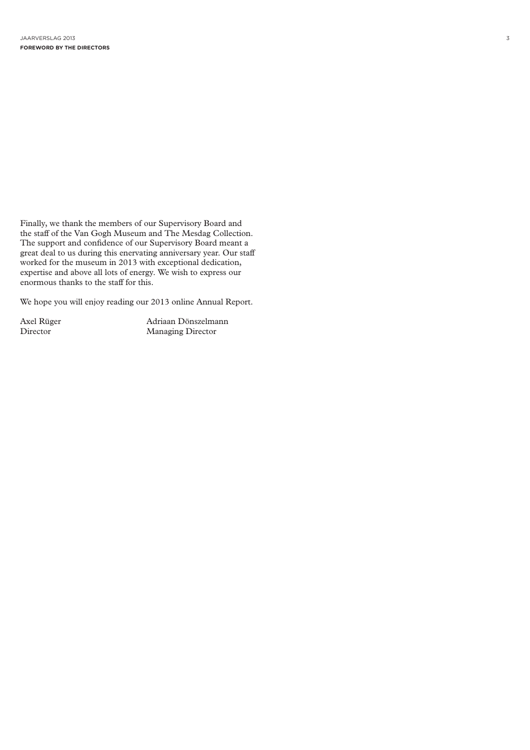Finally, we thank the members of our Supervisory Board and the staff of the Van Gogh Museum and The Mesdag Collection. The support and confidence of our Supervisory Board meant a great deal to us during this enervating anniversary year. Our staff worked for the museum in 2013 with exceptional dedication, expertise and above all lots of energy. We wish to express our enormous thanks to the staff for this.

We hope you will enjoy reading our 2013 online Annual Report.

Axel Rüger
Director

Adriaan Dönszelmann
Managing Director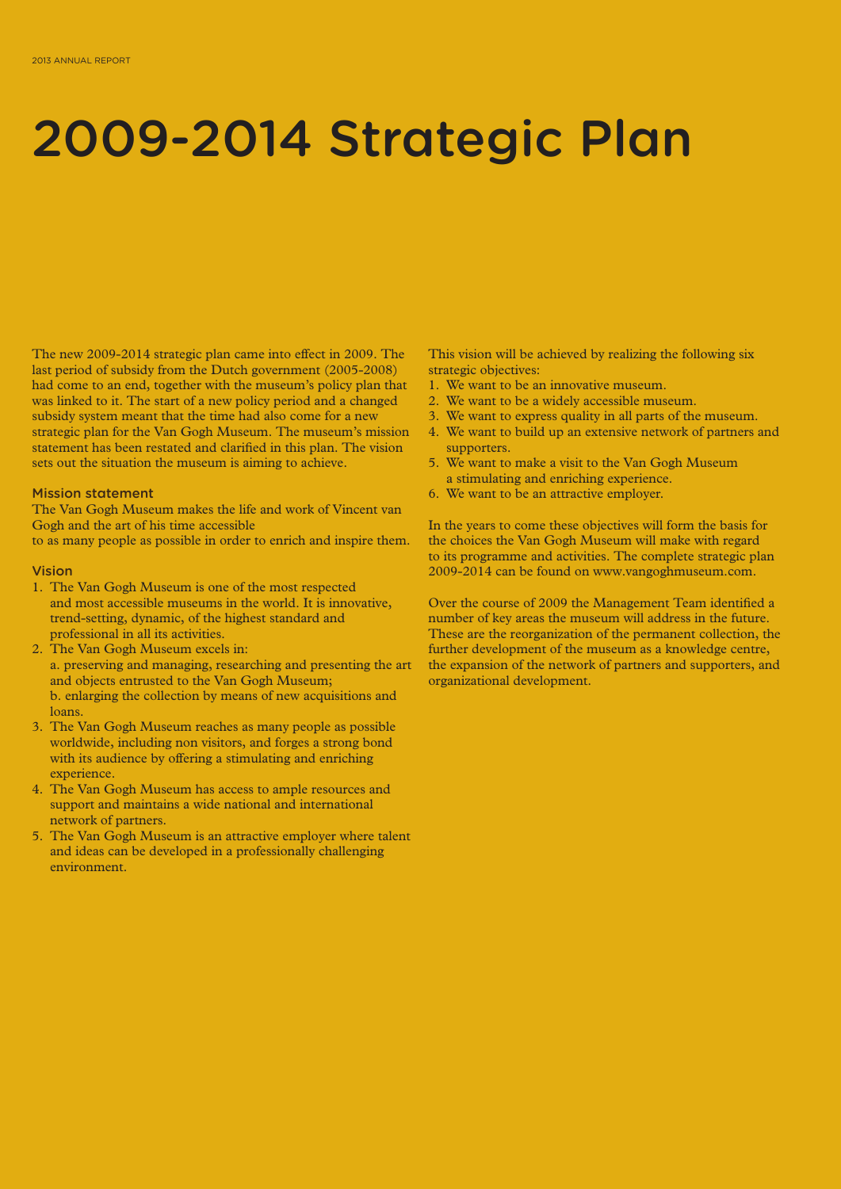# 2009-2014 Strategic Plan

The new 2009-2014 strategic plan came into effect in 2009. The last period of subsidy from the Dutch government (2005-2008) had come to an end, together with the museum's policy plan that was linked to it. The start of a new policy period and a changed subsidy system meant that the time had also come for a new strategic plan for the Van Gogh Museum. The museum's mission statement has been restated and clarified in this plan. The vision sets out the situation the museum is aiming to achieve.

### Mission statement

The Van Gogh Museum makes the life and work of Vincent van Gogh and the art of his time accessible to as many people as possible in order to enrich and inspire them.

### Vision

1. The Van Gogh Museum is one of the most respected and most accessible museums in the world. It is innovative, trend-setting, dynamic, of the highest standard and professional in all its activities.
2. The Van Gogh Museum excels in:
   a. preserving and managing, researching and presenting the art and objects entrusted to the Van Gogh Museum;
   b. enlarging the collection by means of new acquisitions and loans.
3. The Van Gogh Museum reaches as many people as possible worldwide, including non visitors, and forges a strong bond with its audience by offering a stimulating and enriching experience.
4. The Van Gogh Museum has access to ample resources and support and maintains a wide national and international network of partners.
5. The Van Gogh Museum is an attractive employer where talent and ideas can be developed in a professionally challenging environment.

This vision will be achieved by realizing the following six strategic objectives:

1. We want to be an innovative museum.
2. We want to be a widely accessible museum.
3. We want to express quality in all parts of the museum.
4. We want to build up an extensive network of partners and supporters.
5. We want to make a visit to the Van Gogh Museum a stimulating and enriching experience.
6. We want to be an attractive employer.

In the years to come these objectives will form the basis for the choices the Van Gogh Museum will make with regard to its programme and activities. The complete strategic plan 2009-2014 can be found on www.vangoghmuseum.com.

Over the course of 2009 the Management Team identified a number of key areas the museum will address in the future. These are the reorganization of the permanent collection, the further development of the museum as a knowledge centre, the expansion of the network of partners and supporters, and organizational development.